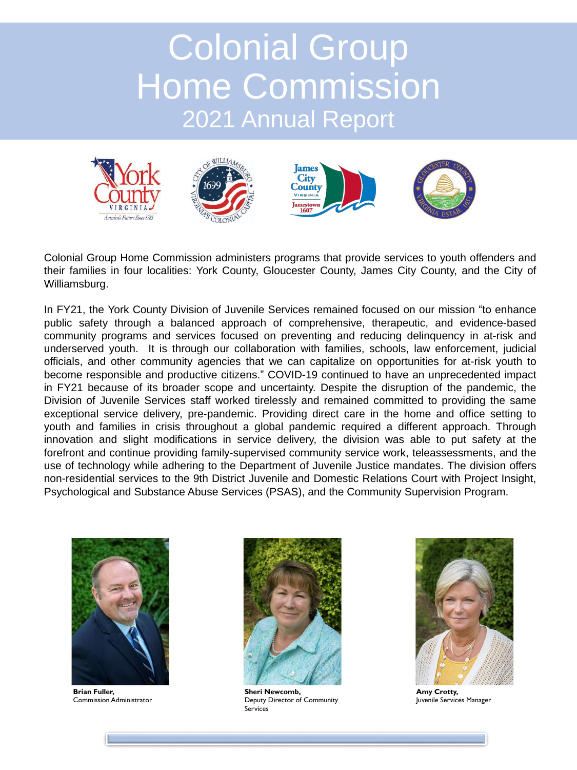# Colonial Group Home Commission

## 2021 Annual Report

Colonial Group Home Commission administers programs that provide services to youth offenders and their families in four localities: York County, Gloucester County, James City County, and the City of Williamsburg.

In FY21, the York County Division of Juvenile Services remained focused on our mission "to enhance public safety through a balanced approach of comprehensive, therapeutic, and evidence-based community programs and services focused on preventing and reducing delinquency in at-risk and underserved youth. It is through our collaboration with families, schools, law enforcement, judicial officials, and other community agencies that we can capitalize on opportunities for at-risk youth to become responsible and productive citizens." COVID-19 continued to have an unprecedented impact in FY21 because of its broader scope and uncertainty. Despite the disruption of the pandemic, the Division of Juvenile Services staff worked tirelessly and remained committed to providing the same exceptional service delivery, pre-pandemic. Providing direct care in the home and office setting to youth and families in crisis throughout a global pandemic required a different approach. Through innovation and slight modifications in service delivery, the division was able to put safety at the forefront and continue providing family-supervised community service work, teleassessments, and the use of technology while adhering to the Department of Juvenile Justice mandates. The division offers non-residential services to the 9th District Juvenile and Domestic Relations Court with Project Insight, Psychological and Substance Abuse Services (PSAS), and the Community Supervision Program.

**Brian Fuller,**
Commission Administrator

**Sheri Newcomb,**
Deputy Director of Community Services

**Amy Crotty,**
Juvenile Services Manager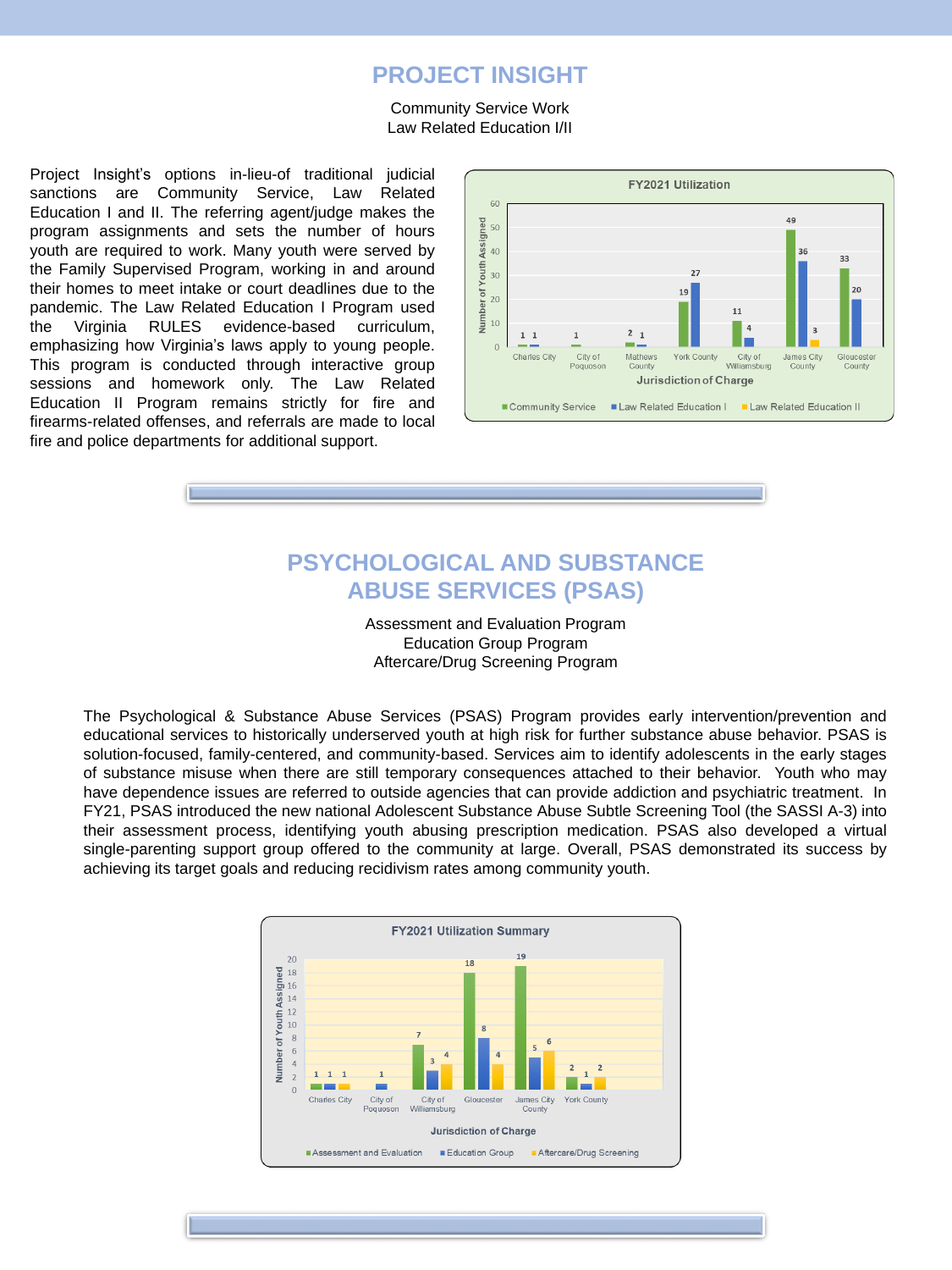# PROJECT INSIGHT

Community Service Work
Law Related Education I/II

Project Insight's options in-lieu-of traditional judicial sanctions are Community Service, Law Related Education I and II. The referring agent/judge makes the program assignments and sets the number of hours youth are required to work. Many youth were served by the Family Supervised Program, working in and around their homes to meet intake or court deadlines due to the pandemic. The Law Related Education I Program used the Virginia RULES evidence-based curriculum, emphasizing how Virginia's laws apply to young people. This program is conducted through interactive group sessions and homework only. The Law Related Education II Program remains strictly for fire and firearms-related offenses, and referrals are made to local fire and police departments for additional support.

**FY2021 Utilization**

| Jurisdiction of Charge | Community Service | Law Related Education I | Law Related Education II |
|---|---|---|---|
| Charles City | 1 | 1 | |
| City of Poquoson | 1 | | |
| Mathews County | 2 | 1 | |
| York County | 19 | 27 | |
| City of Williamsburg | 11 | 4 | |
| James City County | 49 | 36 | 3 |
| Gloucester County | 33 | 20 | |

# PSYCHOLOGICAL AND SUBSTANCE ABUSE SERVICES (PSAS)

Assessment and Evaluation Program
Education Group Program
Aftercare/Drug Screening Program

The Psychological & Substance Abuse Services (PSAS) Program provides early intervention/prevention and educational services to historically underserved youth at high risk for further substance abuse behavior. PSAS is solution-focused, family-centered, and community-based. Services aim to identify adolescents in the early stages of substance misuse when there are still temporary consequences attached to their behavior. Youth who may have dependence issues are referred to outside agencies that can provide addiction and psychiatric treatment. In FY21, PSAS introduced the new national Adolescent Substance Abuse Subtle Screening Tool (the SASSI A-3) into their assessment process, identifying youth abusing prescription medication. PSAS also developed a virtual single-parenting support group offered to the community at large. Overall, PSAS demonstrated its success by achieving its target goals and reducing recidivism rates among community youth.

**FY2021 Utilization Summary**

| Jurisdiction of Charge | Assessment and Evaluation | Education Group | Aftercare/Drug Screening |
|---|---|---|---|
| Charles City | 1 | 1 | 1 |
| City of Poquoson | | 1 | |
| City of Williamsburg | 7 | 3 | 4 |
| Gloucester | 18 | 8 | 4 |
| James City County | 19 | 5 | 6 |
| York County | 2 | 1 | 2 |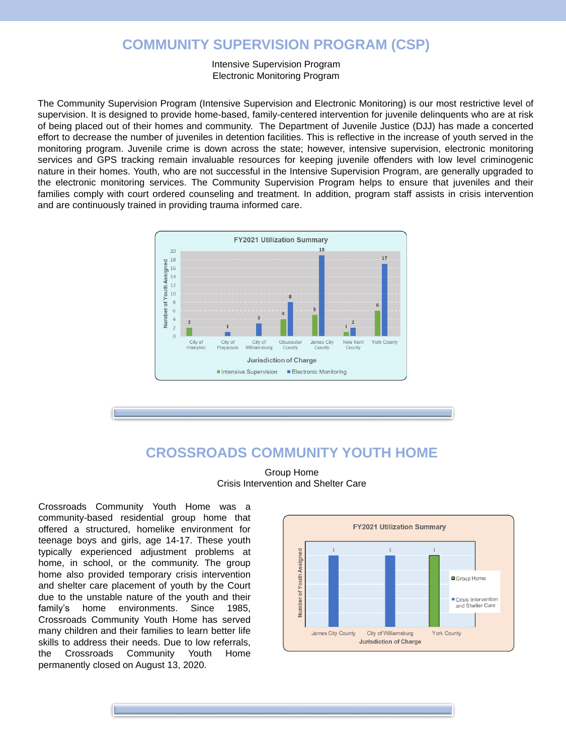# COMMUNITY SUPERVISION PROGRAM (CSP)

Intensive Supervision Program
Electronic Monitoring Program

The Community Supervision Program (Intensive Supervision and Electronic Monitoring) is our most restrictive level of supervision. It is designed to provide home-based, family-centered intervention for juvenile delinquents who are at risk of being placed out of their homes and community. The Department of Juvenile Justice (DJJ) has made a concerted effort to decrease the number of juveniles in detention facilities. This is reflective in the increase of youth served in the monitoring program. Juvenile crime is down across the state; however, intensive supervision, electronic monitoring services and GPS tracking remain invaluable resources for keeping juvenile offenders with low level criminogenic nature in their homes. Youth, who are not successful in the Intensive Supervision Program, are generally upgraded to the electronic monitoring services. The Community Supervision Program helps to ensure that juveniles and their families comply with court ordered counseling and treatment. In addition, program staff assists in crisis intervention and are continuously trained in providing trauma informed care.

**FY2021 Utilization Summary**

| Jurisdiction of Charge | Intensive Supervision | Electronic Monitoring |
|---|---|---|
| City of Hampton | 2 | |
| City of Poquoson | | 1 |
| City of Williamsburg | | 3 |
| Gloucester County | 4 | 8 |
| James City County | 5 | 19 |
| New Kent County | 1 | 2 |
| York County | 6 | 17 |

# CROSSROADS COMMUNITY YOUTH HOME

Group Home
Crisis Intervention and Shelter Care

Crossroads Community Youth Home was a community-based residential group home that offered a structured, homelike environment for teenage boys and girls, age 14-17. These youth typically experienced adjustment problems at home, in school, or the community. The group home also provided temporary crisis intervention and shelter care placement of youth by the Court due to the unstable nature of the youth and their family's home environments. Since 1985, Crossroads Community Youth Home has served many children and their families to learn better life skills to address their needs. Due to low referrals, the Crossroads Community Youth Home permanently closed on August 13, 2020.

**FY2021 Utilization Summary**

| Jurisdiction of Charge | Group Home | Crisis Intervention and Shelter Care |
|---|---|---|
| James City County | | 1 |
| City of Williamsburg | | 1 |
| York County | 1 | |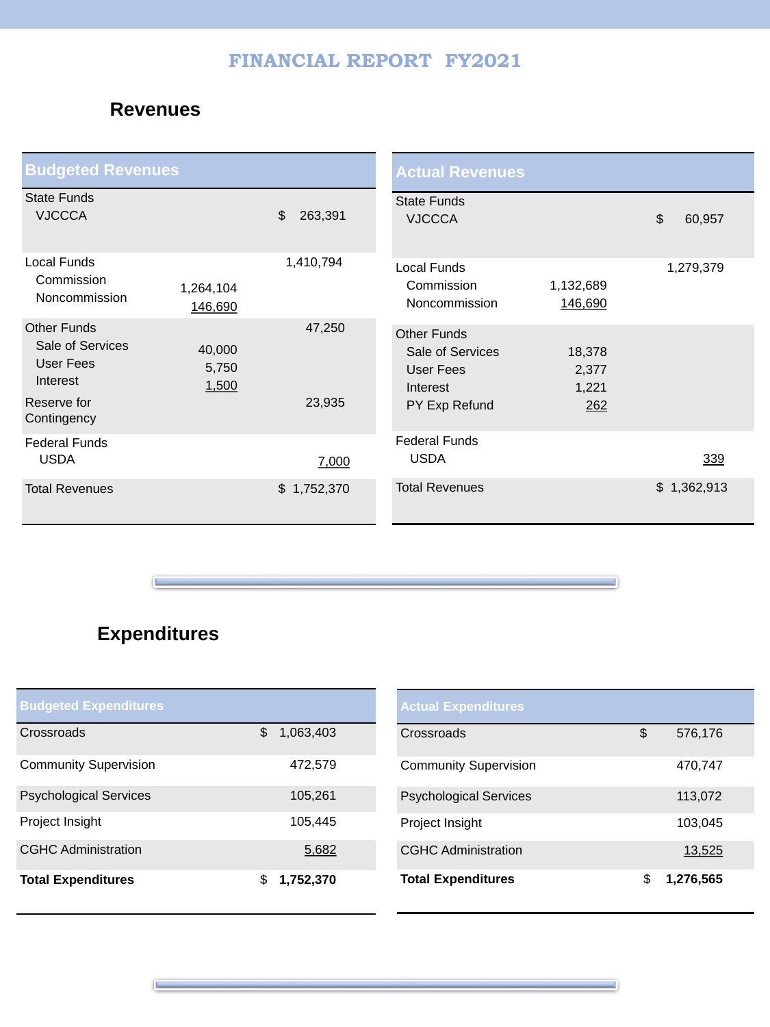# FINANCIAL REPORT FY2021

## Revenues

| Budgeted Revenues | | |
|---|---|---|
| State Funds | | |
| VJCCCA | | $ 263,391 |
| Local Funds | | 1,410,794 |
| Commission | 1,264,104 | |
| Noncommission | 146,690 | |
| Other Funds | | 47,250 |
| Sale of Services | 40,000 | |
| User Fees | 5,750 | |
| Interest | 1,500 | |
| Reserve for Contingency | | 23,935 |
| Federal Funds | | |
| USDA | | 7,000 |
| Total Revenues | | $ 1,752,370 |

| Actual Revenues | | |
|---|---|---|
| State Funds | | |
| VJCCCA | | $ 60,957 |
| Local Funds | | 1,279,379 |
| Commission | 1,132,689 | |
| Noncommission | 146,690 | |
| Other Funds | | |
| Sale of Services | 18,378 | |
| User Fees | 2,377 | |
| Interest | 1,221 | |
| PY Exp Refund | 262 | |
| Federal Funds | | |
| USDA | | 339 |
| Total Revenues | | $ 1,362,913 |

## Expenditures

| Budgeted Expenditures | |
|---|---|
| Crossroads | $ 1,063,403 |
| Community Supervision | 472,579 |
| Psychological Services | 105,261 |
| Project Insight | 105,445 |
| CGHC Administration | 5,682 |
| **Total Expenditures** | **$ 1,752,370** |

| Actual Expenditures | |
|---|---|
| Crossroads | $ 576,176 |
| Community Supervision | 470,747 |
| Psychological Services | 113,072 |
| Project Insight | 103,045 |
| CGHC Administration | 13,525 |
| **Total Expenditures** | **$ 1,276,565** |